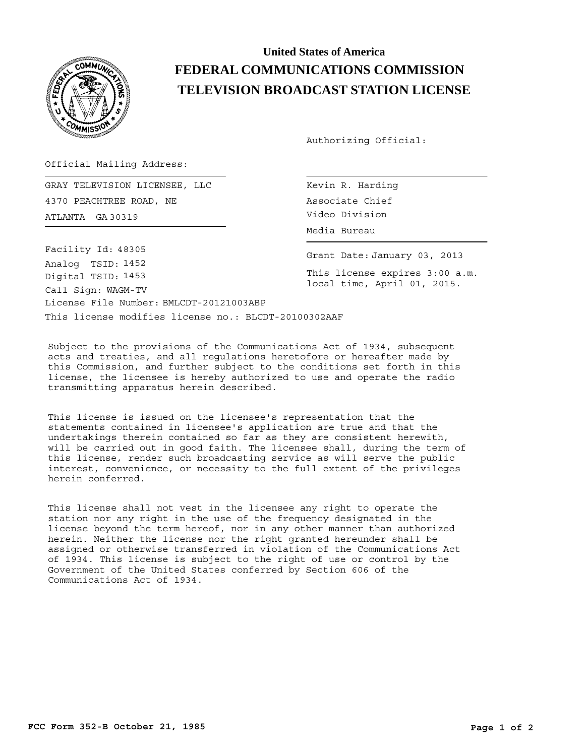# United States of America
# FEDERAL COMMUNICATIONS COMMISSION
# TELEVISION BROADCAST STATION LICENSE

Authorizing Official:

Official Mailing Address:

GRAY TELEVISION LICENSEE, LLC
4370 PEACHTREE ROAD, NE
ATLANTA GA 30319

Kevin R. Harding
Associate Chief
Video Division
Media Bureau

Facility Id: 48305
Analog TSID: 1452
Digital TSID: 1453
Call Sign: WAGM-TV
License File Number: BMLCDT-20121003ABP

Grant Date: January 03, 2013

This license expires 3:00 a.m. local time, April 01, 2015.

This license modifies license no.: BLCDT-20100302AAF

Subject to the provisions of the Communications Act of 1934, subsequent acts and treaties, and all regulations heretofore or hereafter made by this Commission, and further subject to the conditions set forth in this license, the licensee is hereby authorized to use and operate the radio transmitting apparatus herein described.

This license is issued on the licensee's representation that the statements contained in licensee's application are true and that the undertakings therein contained so far as they are consistent herewith, will be carried out in good faith. The licensee shall, during the term of this license, render such broadcasting service as will serve the public interest, convenience, or necessity to the full extent of the privileges herein conferred.

This license shall not vest in the licensee any right to operate the station nor any right in the use of the frequency designated in the license beyond the term hereof, nor in any other manner than authorized herein. Neither the license nor the right granted hereunder shall be assigned or otherwise transferred in violation of the Communications Act of 1934. This license is subject to the right of use or control by the Government of the United States conferred by Section 606 of the Communications Act of 1934.

FCC Form 352-B October 21, 1985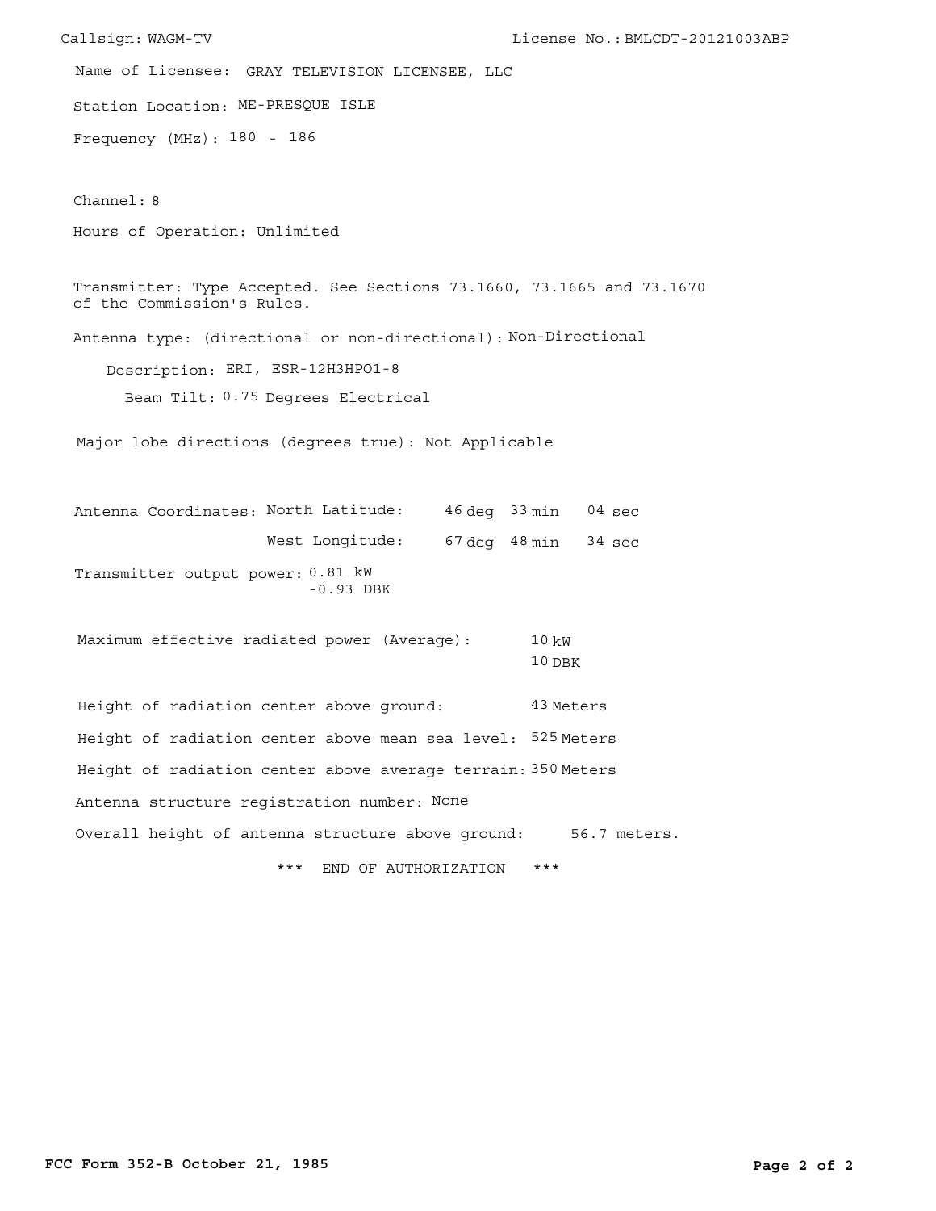Callsign: WAGM-TV

License No.: BMLCDT-20121003ABP

Name of Licensee: GRAY TELEVISION LICENSEE, LLC

Station Location: ME-PRESQUE ISLE

Frequency (MHz): 180 - 186

Channel: 8

Hours of Operation: Unlimited

Transmitter: Type Accepted. See Sections 73.1660, 73.1665 and 73.1670 of the Commission's Rules.

Antenna type: (directional or non-directional): Non-Directional

Description: ERI, ESR-12H3HPO1-8

Beam Tilt: 0.75 Degrees Electrical

Major lobe directions (degrees true): Not Applicable

Antenna Coordinates: North Latitude: 46 deg 33 min 04 sec

West Longitude: 67 deg 48 min 34 sec

Transmitter output power: 0.81 kW
-0.93 DBK

Maximum effective radiated power (Average): 10 kW
10 DBK

Height of radiation center above ground: 43 Meters

Height of radiation center above mean sea level: 525 Meters

Height of radiation center above average terrain: 350 Meters

Antenna structure registration number: None

Overall height of antenna structure above ground: 56.7 meters.

*** END OF AUTHORIZATION ***

FCC Form 352-B October 21, 1985